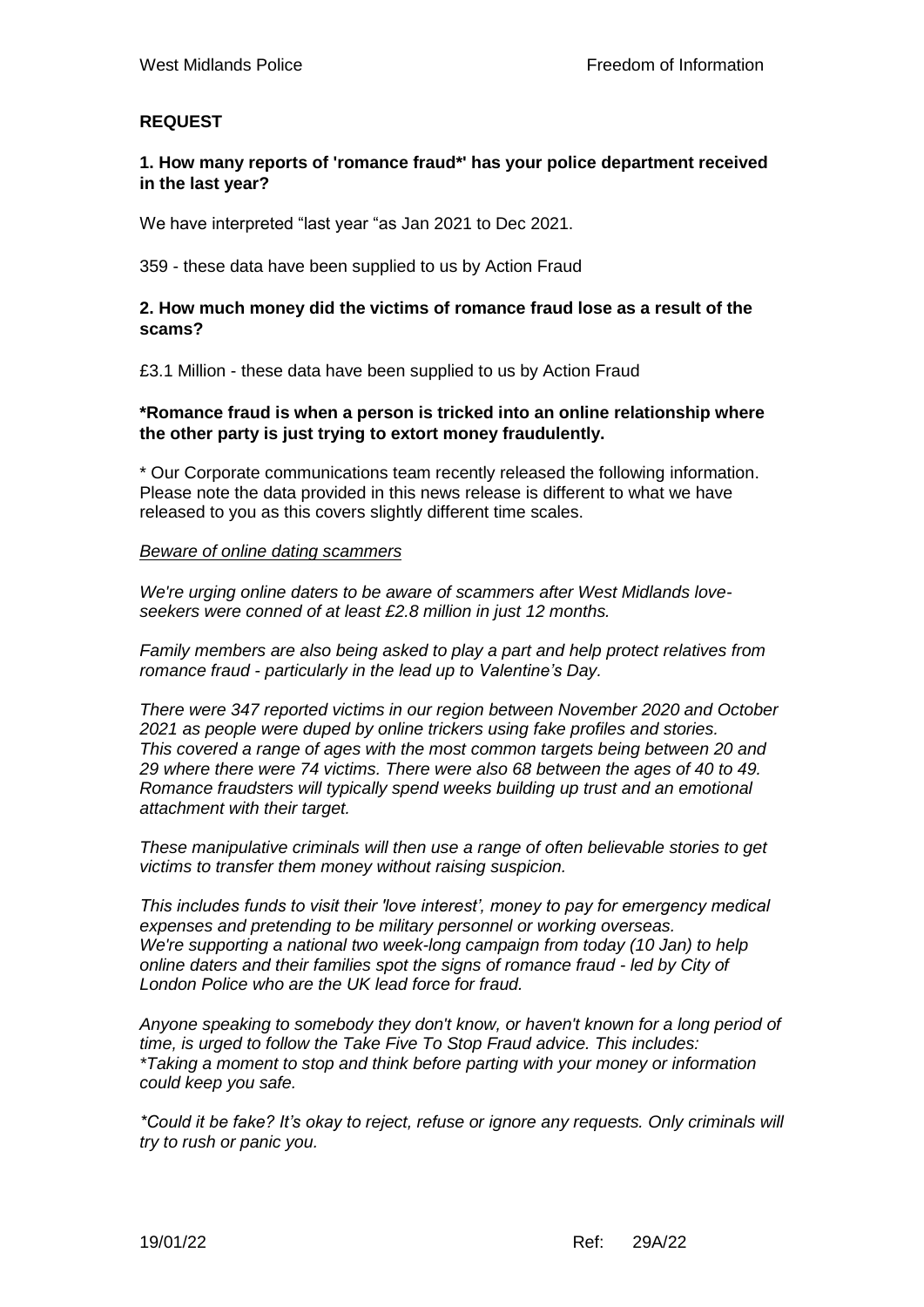**REQUEST**

**1. How many reports of 'romance fraud*' has your police department received in the last year?**

We have interpreted "last year "as Jan 2021 to Dec 2021.

359 - these data have been supplied to us by Action Fraud

**2. How much money did the victims of romance fraud lose as a result of the scams?**

£3.1 Million - these data have been supplied to us by Action Fraud

***Romance fraud is when a person is tricked into an online relationship where the other party is just trying to extort money fraudulently.**

* Our Corporate communications team recently released the following information. Please note the data provided in this news release is different to what we have released to you as this covers slightly different time scales.

*<u>Beware of online dating scammers</u>*

*We're urging online daters to be aware of scammers after West Midlands love-seekers were conned of at least £2.8 million in just 12 months.*

*Family members are also being asked to play a part and help protect relatives from romance fraud - particularly in the lead up to Valentine's Day.*

*There were 347 reported victims in our region between November 2020 and October 2021 as people were duped by online trickers using fake profiles and stories. This covered a range of ages with the most common targets being between 20 and 29 where there were 74 victims. There were also 68 between the ages of 40 to 49. Romance fraudsters will typically spend weeks building up trust and an emotional attachment with their target.*

*These manipulative criminals will then use a range of often believable stories to get victims to transfer them money without raising suspicion.*

*This includes funds to visit their 'love interest', money to pay for emergency medical expenses and pretending to be military personnel or working overseas. We're supporting a national two week-long campaign from today (10 Jan) to help online daters and their families spot the signs of romance fraud - led by City of London Police who are the UK lead force for fraud.*

*Anyone speaking to somebody they don't know, or haven't known for a long period of time, is urged to follow the Take Five To Stop Fraud advice. This includes:*
**Taking a moment to stop and think before parting with your money or information could keep you safe.*

**Could it be fake? It's okay to reject, refuse or ignore any requests. Only criminals will try to rush or panic you.*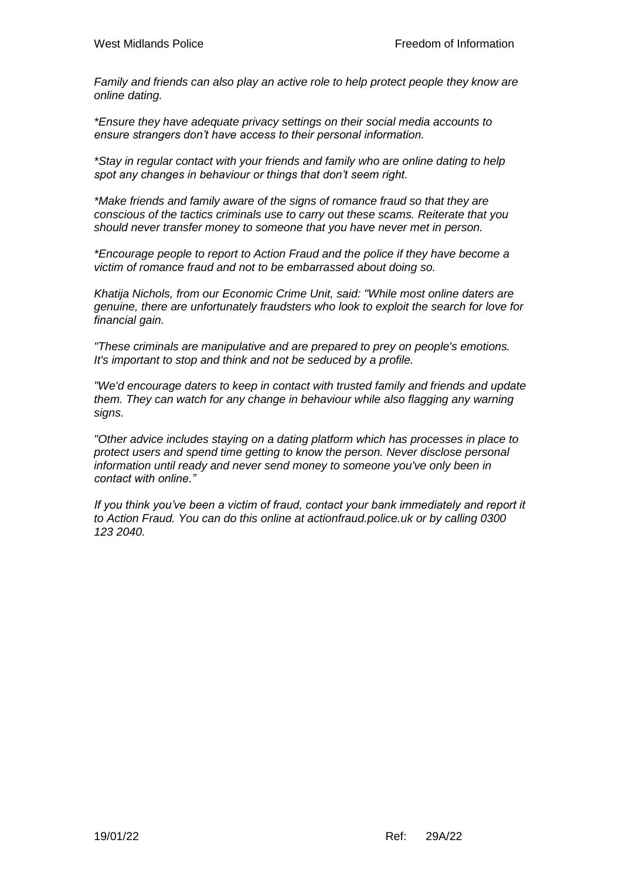*Family and friends can also play an active role to help protect people they know are online dating.*

*\*Ensure they have adequate privacy settings on their social media accounts to ensure strangers don't have access to their personal information.*

*\*Stay in regular contact with your friends and family who are online dating to help spot any changes in behaviour or things that don't seem right.*

*\*Make friends and family aware of the signs of romance fraud so that they are conscious of the tactics criminals use to carry out these scams. Reiterate that you should never transfer money to someone that you have never met in person.*

*\*Encourage people to report to Action Fraud and the police if they have become a victim of romance fraud and not to be embarrassed about doing so.*

*Khatija Nichols, from our Economic Crime Unit, said: "While most online daters are genuine, there are unfortunately fraudsters who look to exploit the search for love for financial gain.*

*"These criminals are manipulative and are prepared to prey on people's emotions. It's important to stop and think and not be seduced by a profile.*

*"We'd encourage daters to keep in contact with trusted family and friends and update them. They can watch for any change in behaviour while also flagging any warning signs.*

*"Other advice includes staying on a dating platform which has processes in place to protect users and spend time getting to know the person. Never disclose personal information until ready and never send money to someone you've only been in contact with online."*

*If you think you've been a victim of fraud, contact your bank immediately and report it to Action Fraud. You can do this online at actionfraud.police.uk or by calling 0300 123 2040.*